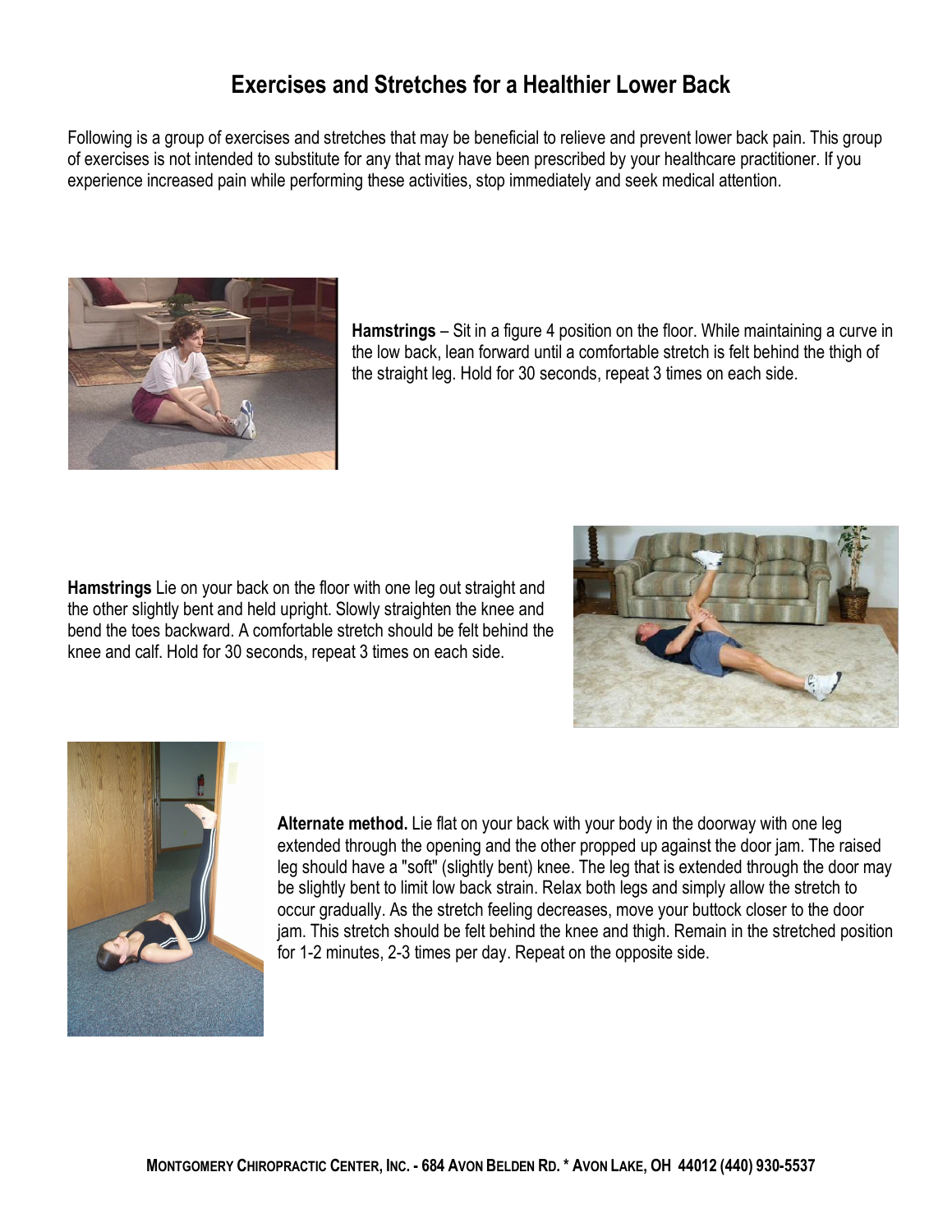# Exercises and Stretches for a Healthier Lower Back

Following is a group of exercises and stretches that may be beneficial to relieve and prevent lower back pain. This group of exercises is not intended to substitute for any that may have been prescribed by your healthcare practitioner. If you experience increased pain while performing these activities, stop immediately and seek medical attention.

**Hamstrings** – Sit in a figure 4 position on the floor. While maintaining a curve in the low back, lean forward until a comfortable stretch is felt behind the thigh of the straight leg. Hold for 30 seconds, repeat 3 times on each side.

**Hamstrings** Lie on your back on the floor with one leg out straight and the other slightly bent and held upright. Slowly straighten the knee and bend the toes backward. A comfortable stretch should be felt behind the knee and calf. Hold for 30 seconds, repeat 3 times on each side.

**Alternate method.** Lie flat on your back with your body in the doorway with one leg extended through the opening and the other propped up against the door jam. The raised leg should have a "soft" (slightly bent) knee. The leg that is extended through the door may be slightly bent to limit low back strain. Relax both legs and simply allow the stretch to occur gradually. As the stretch feeling decreases, move your buttock closer to the door jam. This stretch should be felt behind the knee and thigh. Remain in the stretched position for 1-2 minutes, 2-3 times per day. Repeat on the opposite side.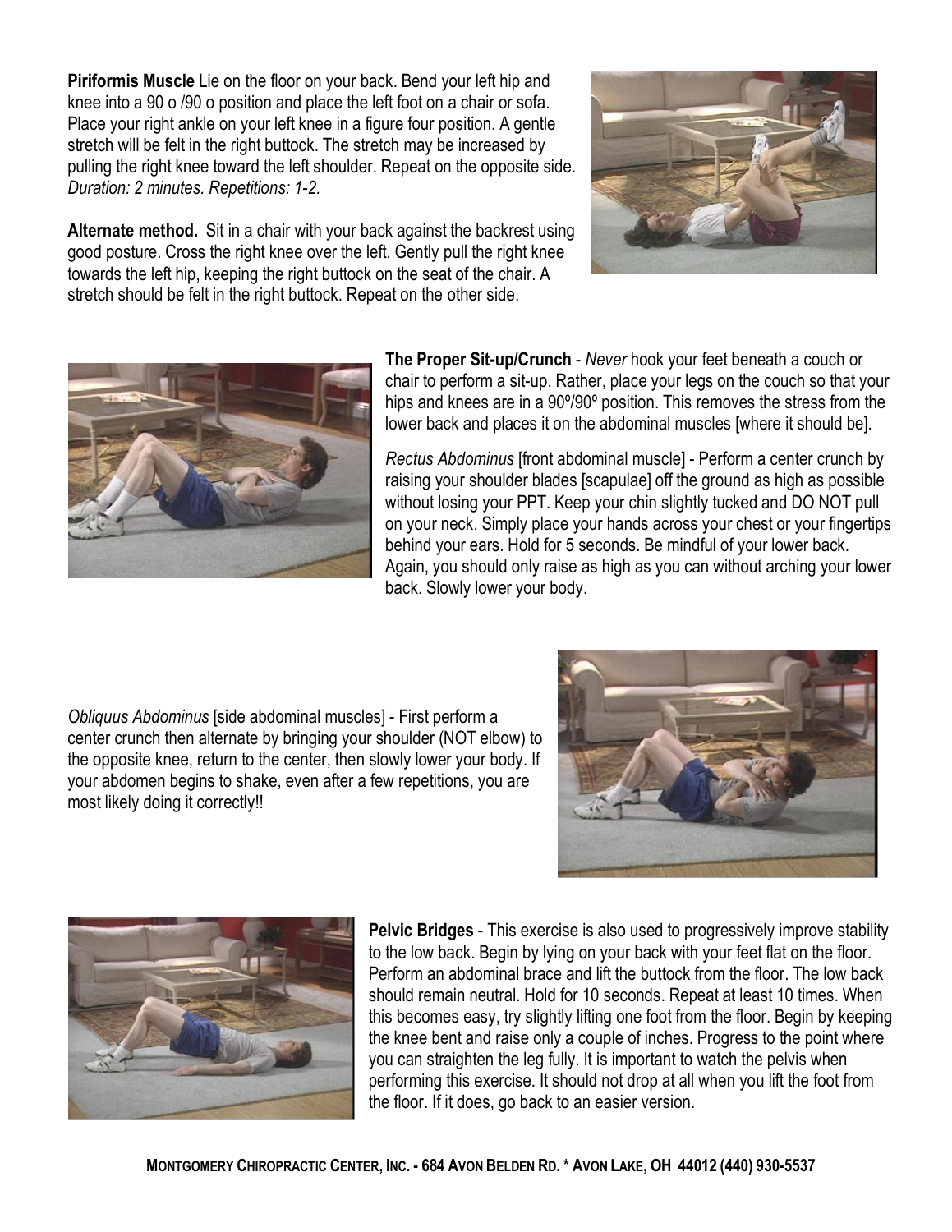**Piriformis Muscle** Lie on the floor on your back. Bend your left hip and knee into a 90 o /90 o position and place the left foot on a chair or sofa. Place your right ankle on your left knee in a figure four position. A gentle stretch will be felt in the right buttock. The stretch may be increased by pulling the right knee toward the left shoulder. Repeat on the opposite side. *Duration: 2 minutes. Repetitions: 1-2.*

**Alternate method.** Sit in a chair with your back against the backrest using good posture. Cross the right knee over the left. Gently pull the right knee towards the left hip, keeping the right buttock on the seat of the chair. A stretch should be felt in the right buttock. Repeat on the other side.

**The Proper Sit-up/Crunch** - *Never* hook your feet beneath a couch or chair to perform a sit-up. Rather, place your legs on the couch so that your hips and knees are in a 90º/90º position. This removes the stress from the lower back and places it on the abdominal muscles [where it should be].

*Rectus Abdominus* [front abdominal muscle] - Perform a center crunch by raising your shoulder blades [scapulae] off the ground as high as possible without losing your PPT. Keep your chin slightly tucked and DO NOT pull on your neck. Simply place your hands across your chest or your fingertips behind your ears. Hold for 5 seconds. Be mindful of your lower back. Again, you should only raise as high as you can without arching your lower back. Slowly lower your body.

*Obliquus Abdominus* [side abdominal muscles] - First perform a center crunch then alternate by bringing your shoulder (NOT elbow) to the opposite knee, return to the center, then slowly lower your body. If your abdomen begins to shake, even after a few repetitions, you are most likely doing it correctly!!

**Pelvic Bridges** - This exercise is also used to progressively improve stability to the low back. Begin by lying on your back with your feet flat on the floor. Perform an abdominal brace and lift the buttock from the floor. The low back should remain neutral. Hold for 10 seconds. Repeat at least 10 times. When this becomes easy, try slightly lifting one foot from the floor. Begin by keeping the knee bent and raise only a couple of inches. Progress to the point where you can straighten the leg fully. It is important to watch the pelvis when performing this exercise. It should not drop at all when you lift the foot from the floor. If it does, go back to an easier version.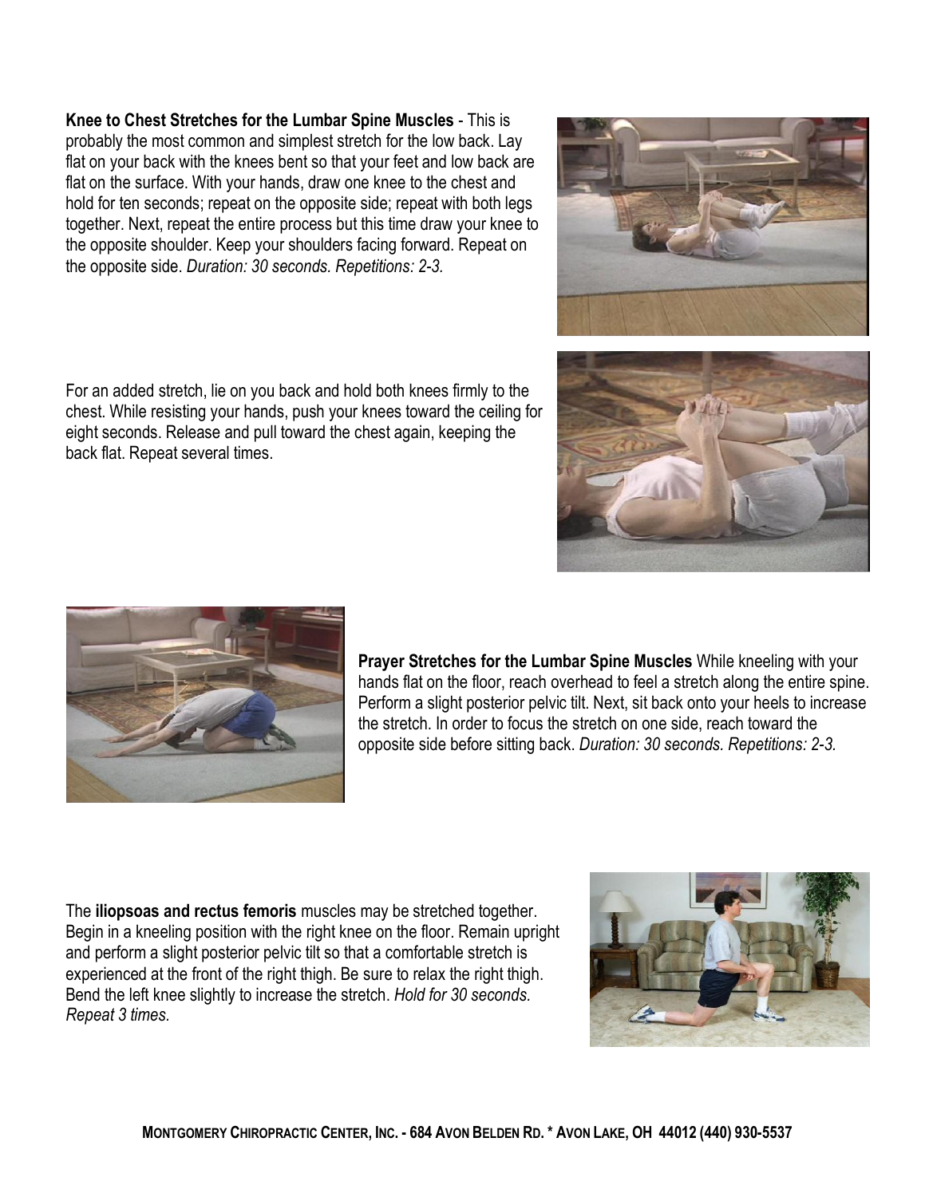**Knee to Chest Stretches for the Lumbar Spine Muscles** - This is probably the most common and simplest stretch for the low back. Lay flat on your back with the knees bent so that your feet and low back are flat on the surface. With your hands, draw one knee to the chest and hold for ten seconds; repeat on the opposite side; repeat with both legs together. Next, repeat the entire process but this time draw your knee to the opposite shoulder. Keep your shoulders facing forward. Repeat on the opposite side. *Duration: 30 seconds. Repetitions: 2-3.*

For an added stretch, lie on you back and hold both knees firmly to the chest. While resisting your hands, push your knees toward the ceiling for eight seconds. Release and pull toward the chest again, keeping the back flat. Repeat several times.

**Prayer Stretches for the Lumbar Spine Muscles** While kneeling with your hands flat on the floor, reach overhead to feel a stretch along the entire spine. Perform a slight posterior pelvic tilt. Next, sit back onto your heels to increase the stretch. In order to focus the stretch on one side, reach toward the opposite side before sitting back. *Duration: 30 seconds. Repetitions: 2-3.*

The **iliopsoas and rectus femoris** muscles may be stretched together. Begin in a kneeling position with the right knee on the floor. Remain upright and perform a slight posterior pelvic tilt so that a comfortable stretch is experienced at the front of the right thigh. Be sure to relax the right thigh. Bend the left knee slightly to increase the stretch. *Hold for 30 seconds. Repeat 3 times.*

MONTGOMERY CHIROPRACTIC CENTER, INC. - 684 AVON BELDEN RD. * AVON LAKE, OH 44012 (440) 930-5537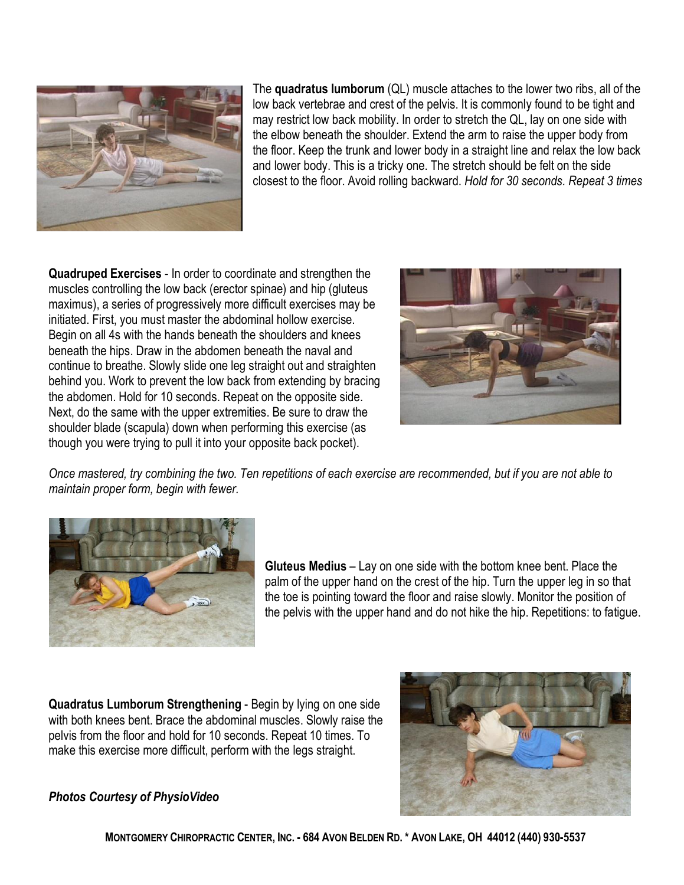The **quadratus lumborum** (QL) muscle attaches to the lower two ribs, all of the low back vertebrae and crest of the pelvis. It is commonly found to be tight and may restrict low back mobility. In order to stretch the QL, lay on one side with the elbow beneath the shoulder. Extend the arm to raise the upper body from the floor. Keep the trunk and lower body in a straight line and relax the low back and lower body. This is a tricky one. The stretch should be felt on the side closest to the floor. Avoid rolling backward. *Hold for 30 seconds. Repeat 3 times*

**Quadruped Exercises** - In order to coordinate and strengthen the muscles controlling the low back (erector spinae) and hip (gluteus maximus), a series of progressively more difficult exercises may be initiated. First, you must master the abdominal hollow exercise. Begin on all 4s with the hands beneath the shoulders and knees beneath the hips. Draw in the abdomen beneath the naval and continue to breathe. Slowly slide one leg straight out and straighten behind you. Work to prevent the low back from extending by bracing the abdomen. Hold for 10 seconds. Repeat on the opposite side. Next, do the same with the upper extremities. Be sure to draw the shoulder blade (scapula) down when performing this exercise (as though you were trying to pull it into your opposite back pocket).

*Once mastered, try combining the two. Ten repetitions of each exercise are recommended, but if you are not able to maintain proper form, begin with fewer.*

**Gluteus Medius** – Lay on one side with the bottom knee bent. Place the palm of the upper hand on the crest of the hip. Turn the upper leg in so that the toe is pointing toward the floor and raise slowly. Monitor the position of the pelvis with the upper hand and do not hike the hip. Repetitions: to fatigue.

**Quadratus Lumborum Strengthening** - Begin by lying on one side with both knees bent. Brace the abdominal muscles. Slowly raise the pelvis from the floor and hold for 10 seconds. Repeat 10 times. To make this exercise more difficult, perform with the legs straight.

***Photos Courtesy of PhysioVideo***

MONTGOMERY CHIROPRACTIC CENTER, INC. - 684 AVON BELDEN RD. * AVON LAKE, OH 44012 (440) 930-5537